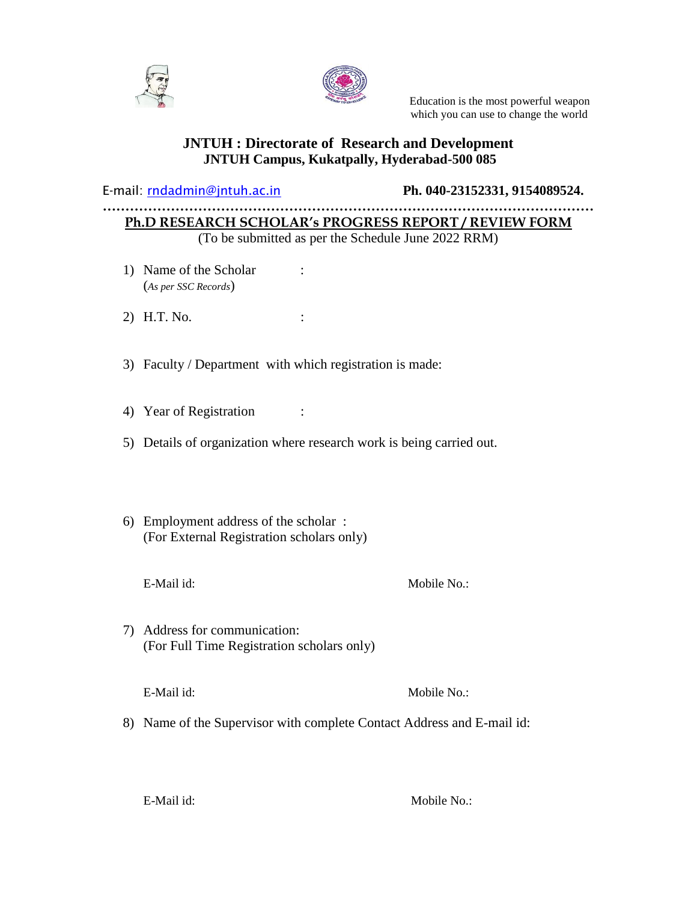Education is the most powerful weapon which you can use to change the world

## JNTUH : Directorate of Research and Development
**JNTUH Campus, Kukatpally, Hyderabad-500 085**

E-mail: rndadmin@jntuh.ac.in **Ph. 040-23152331, 9154089524.**

…………………………………………………………………………………………………

## Ph.D RESEARCH SCHOLAR's PROGRESS REPORT / REVIEW FORM

(To be submitted as per the Schedule June 2022 RRM)

1) Name of the Scholar :
   (*As per SSC Records*)

2) H.T. No. :

3) Faculty / Department with which registration is made:

4) Year of Registration :

5) Details of organization where research work is being carried out.

6) Employment address of the scholar :
   (For External Registration scholars only)

   E-Mail id: Mobile No.:

7) Address for communication:
   (For Full Time Registration scholars only)

   E-Mail id: Mobile No.:

8) Name of the Supervisor with complete Contact Address and E-mail id:

   E-Mail id: Mobile No.: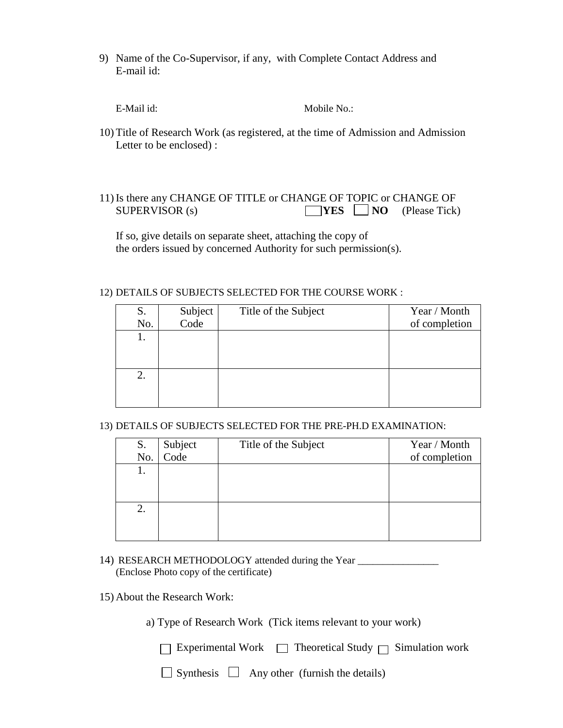9) Name of the Co-Supervisor, if any, with Complete Contact Address and E-mail id:

E-Mail id: Mobile No.:

10) Title of Research Work (as registered, at the time of Admission and Admission Letter to be enclosed) :

11) Is there any CHANGE OF TITLE or CHANGE OF TOPIC or CHANGE OF SUPERVISOR (s) ☐ **YES** ☐ **NO** (Please Tick)

If so, give details on separate sheet, attaching the copy of the orders issued by concerned Authority for such permission(s).

12) DETAILS OF SUBJECTS SELECTED FOR THE COURSE WORK :

| S. No. | Subject Code | Title of the Subject | Year / Month of completion |
|---|---|---|---|
| 1. | | | |
| 2. | | | |

13) DETAILS OF SUBJECTS SELECTED FOR THE PRE-PH.D EXAMINATION:

| S. No. | Subject Code | Title of the Subject | Year / Month of completion |
|---|---|---|---|
| 1. | | | |
| 2. | | | |

14) RESEARCH METHODOLOGY attended during the Year ________________ (Enclose Photo copy of the certificate)

15) About the Research Work:

a) Type of Research Work (Tick items relevant to your work)

☐ Experimental Work ☐ Theoretical Study ☐ Simulation work

☐ Synthesis ☐ Any other (furnish the details)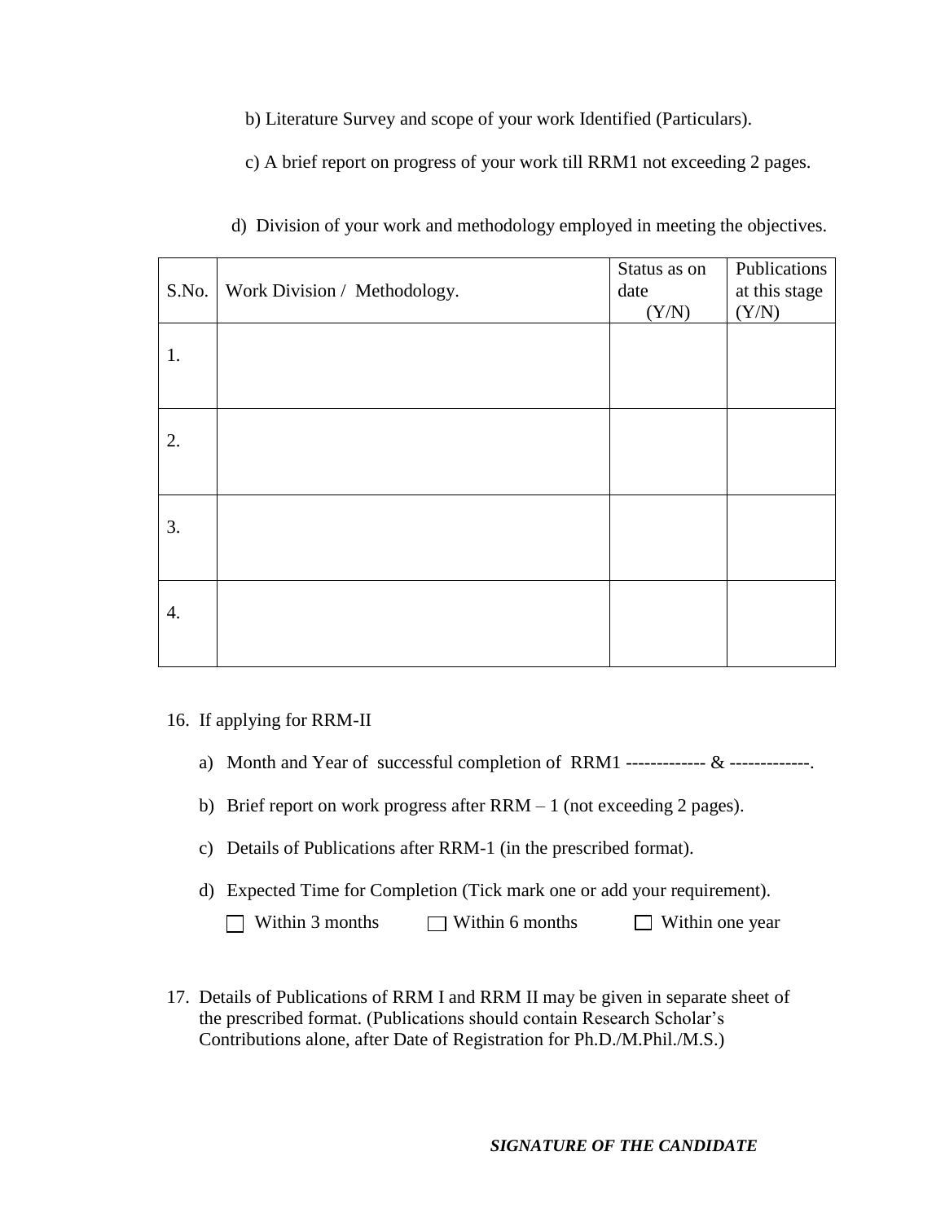b) Literature Survey and scope of your work Identified (Particulars).

c) A brief report on progress of your work till RRM1 not exceeding 2 pages.

d) Division of your work and methodology employed in meeting the objectives.

| S.No. | Work Division / Methodology. | Status as on date (Y/N) | Publications at this stage (Y/N) |
|---|---|---|---|
| 1. | | | |
| 2. | | | |
| 3. | | | |
| 4. | | | |

16. If applying for RRM-II

    a) Month and Year of successful completion of RRM1 ------------- & -------------.

    b) Brief report on work progress after RRM – 1 (not exceeding 2 pages).

    c) Details of Publications after RRM-1 (in the prescribed format).

    d) Expected Time for Completion (Tick mark one or add your requirement).

       ☐ Within 3 months ☐ Within 6 months ☐ Within one year

17. Details of Publications of RRM I and RRM II may be given in separate sheet of the prescribed format. (Publications should contain Research Scholar's Contributions alone, after Date of Registration for Ph.D./M.Phil./M.S.)

***SIGNATURE OF THE CANDIDATE***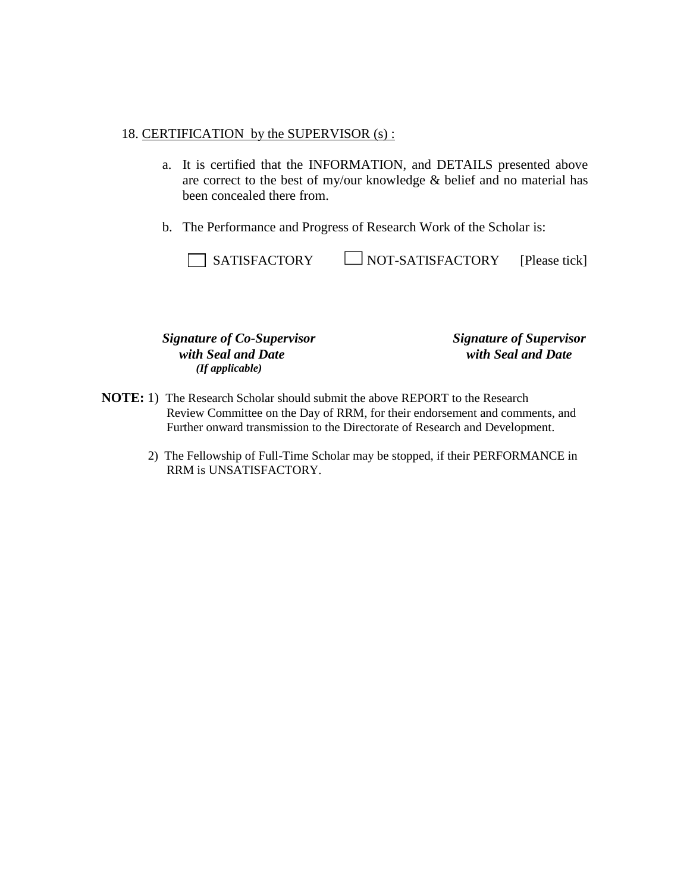18. <u>CERTIFICATION by the SUPERVISOR (s) :</u>

a. It is certified that the INFORMATION, and DETAILS presented above are correct to the best of my/our knowledge & belief and no material has been concealed there from.

b. The Performance and Progress of Research Work of the Scholar is:

☐ SATISFACTORY ☐ NOT-SATISFACTORY [Please tick]

| | |
|---|---|
| ***Signature of Co-Supervisor with Seal and Date*** ***(If applicable)*** | ***Signature of Supervisor with Seal and Date*** |

**NOTE:** 1) The Research Scholar should submit the above REPORT to the Research Review Committee on the Day of RRM, for their endorsement and comments, and Further onward transmission to the Directorate of Research and Development.

2) The Fellowship of Full-Time Scholar may be stopped, if their PERFORMANCE in RRM is UNSATISFACTORY.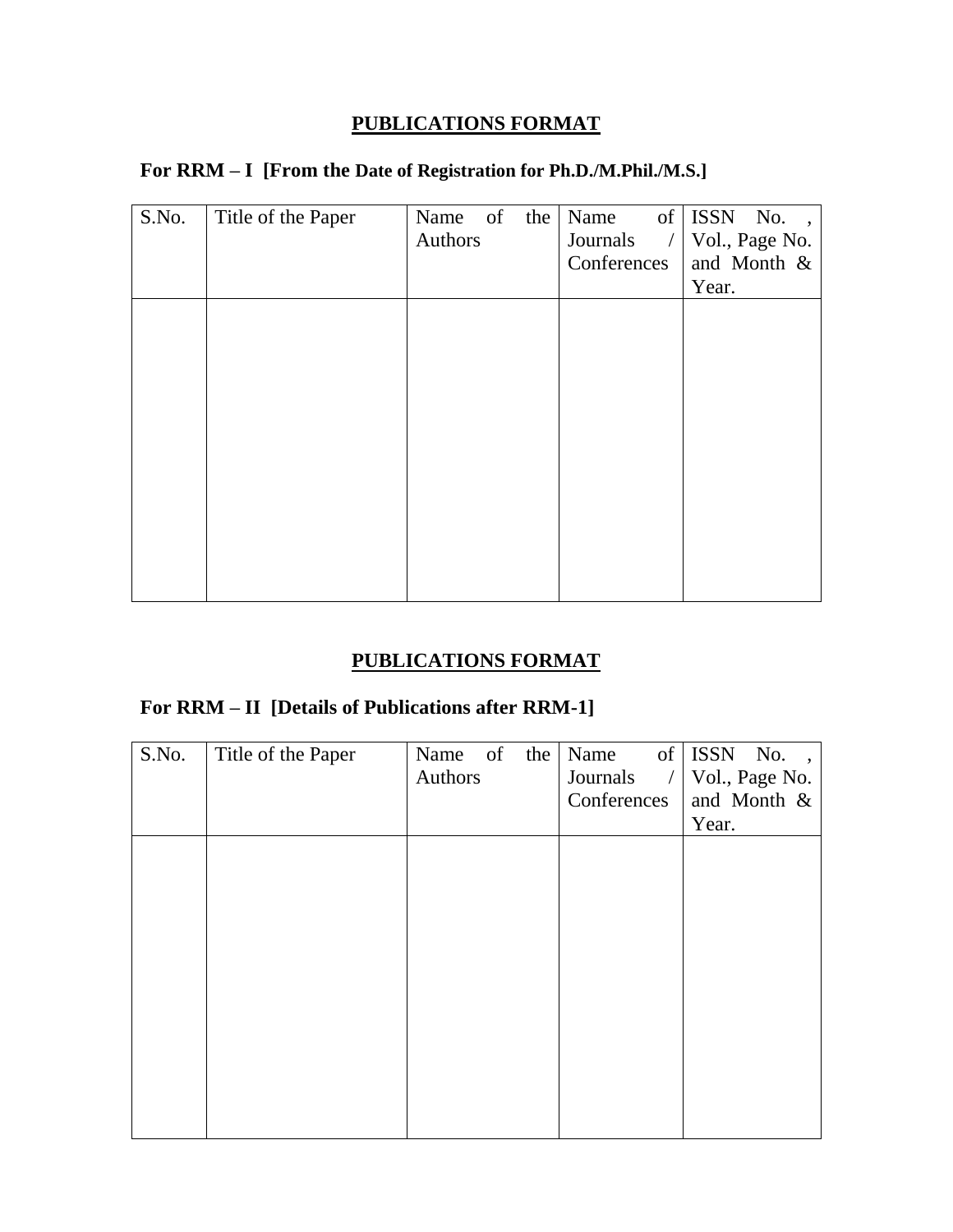## PUBLICATIONS FORMAT

**For RRM – I [From the Date of Registration for Ph.D./M.Phil./M.S.]**

| S.No. | Title of the Paper | Name of the Authors | Name of Journals / Conferences | ISSN No. , Vol., Page No. and Month & Year. |
|---|---|---|---|---|
| | | | | |

## PUBLICATIONS FORMAT

**For RRM – II [Details of Publications after RRM-1]**

| S.No. | Title of the Paper | Name of the Authors | Name of Journals / Conferences | ISSN No. , Vol., Page No. and Month & Year. |
|---|---|---|---|---|
| | | | | |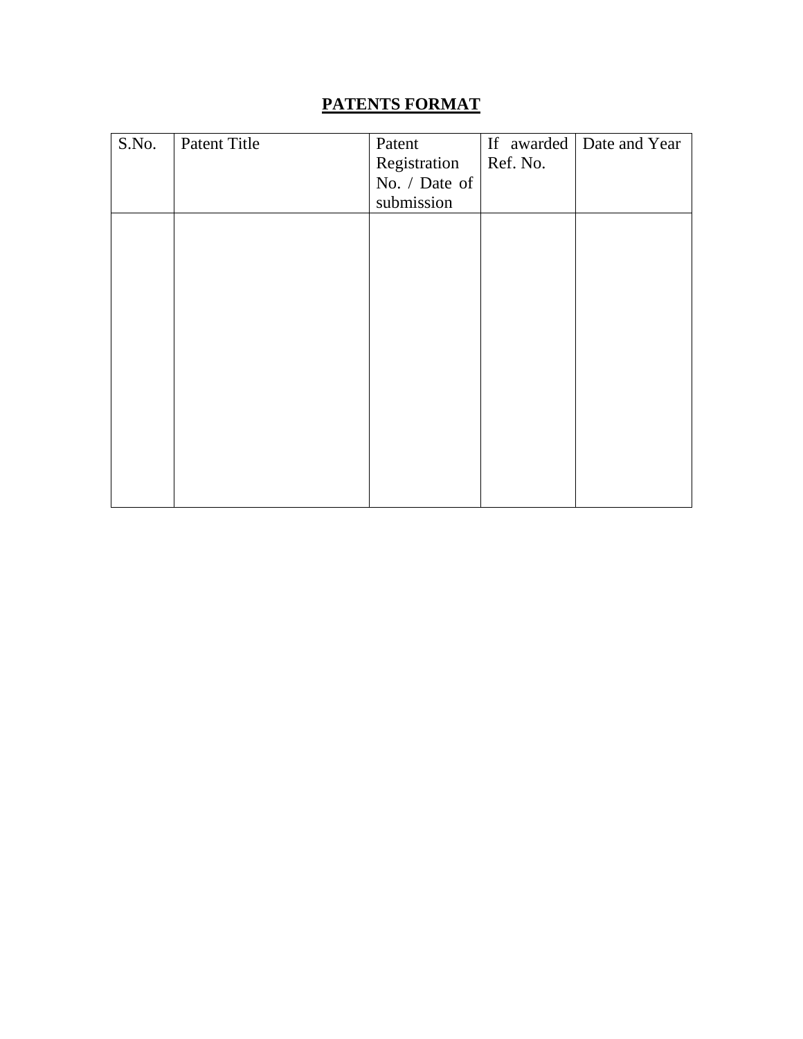## PATENTS FORMAT

| S.No. | Patent Title | Patent Registration No. / Date of submission | If awarded Ref. No. | Date and Year |
|---|---|---|---|---|
| | | | | |